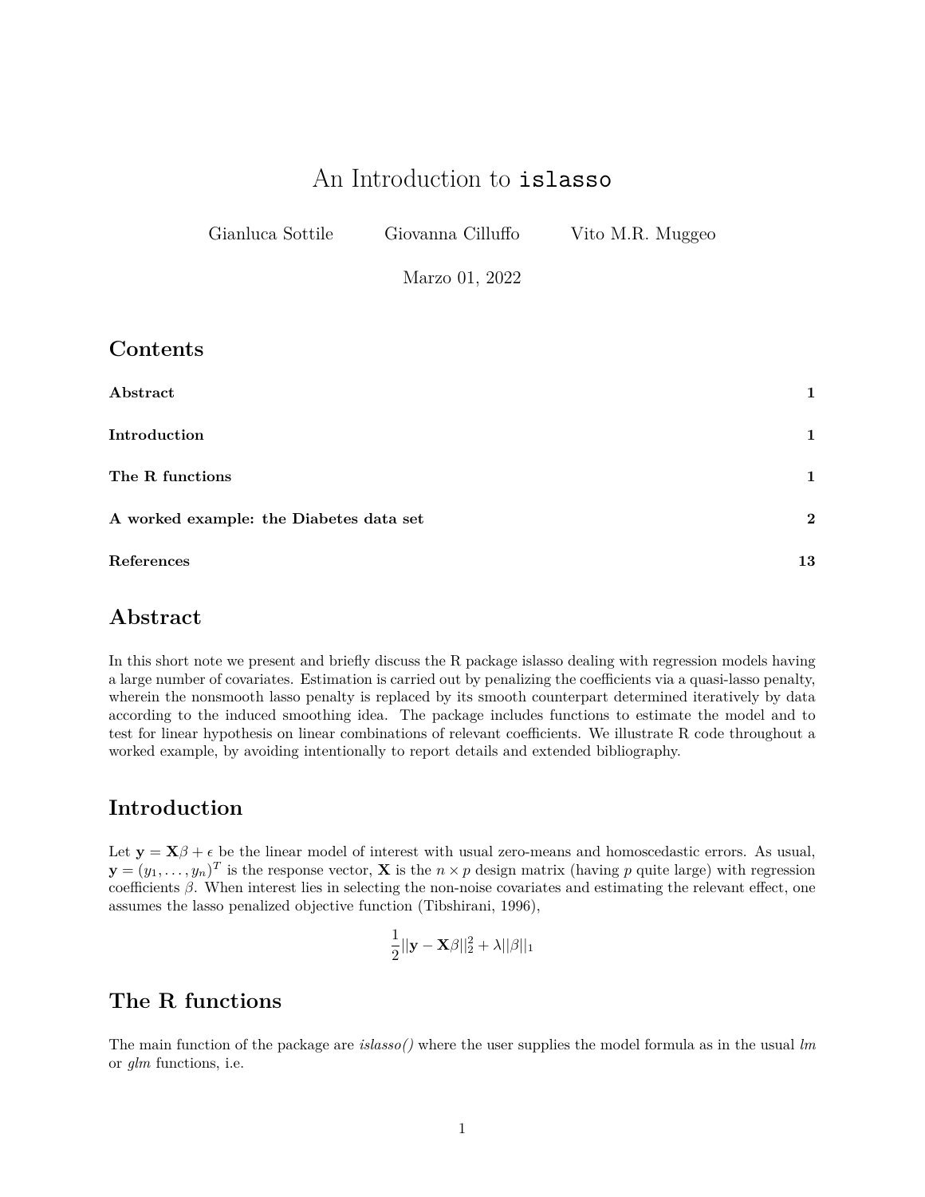# An Introduction to `islasso`

Gianluca Sottile &emsp; Giovanna Cilluffo &emsp; Vito M.R. Muggeo

Marzo 01, 2022

## Contents

| | |
|---|---|
| **Abstract** | **1** |
| **Introduction** | **1** |
| **The R functions** | **1** |
| **A worked example: the Diabetes data set** | **2** |
| **References** | **13** |

## Abstract

In this short note we present and briefly discuss the R package islasso dealing with regression models having a large number of covariates. Estimation is carried out by penalizing the coefficients via a quasi-lasso penalty, wherein the nonsmooth lasso penalty is replaced by its smooth counterpart determined iteratively by data according to the induced smoothing idea. The package includes functions to estimate the model and to test for linear hypothesis on linear combinations of relevant coefficients. We illustrate R code throughout a worked example, by avoiding intentionally to report details and extended bibliography.

## Introduction

Let $\mathbf{y} = \mathbf{X}\beta + \epsilon$ be the linear model of interest with usual zero-means and homoscedastic errors. As usual, $\mathbf{y} = (y_1, \ldots, y_n)^T$ is the response vector, $\mathbf{X}$ is the $n \times p$ design matrix (having $p$ quite large) with regression coefficients $\beta$. When interest lies in selecting the non-noise covariates and estimating the relevant effect, one assumes the lasso penalized objective function (Tibshirani, 1996),

$$\frac{1}{2}||\mathbf{y} - \mathbf{X}\beta||_2^2 + \lambda||\beta||_1$$

## The R functions

The main function of the package are *islasso()* where the user supplies the model formula as in the usual *lm* or *glm* functions, i.e.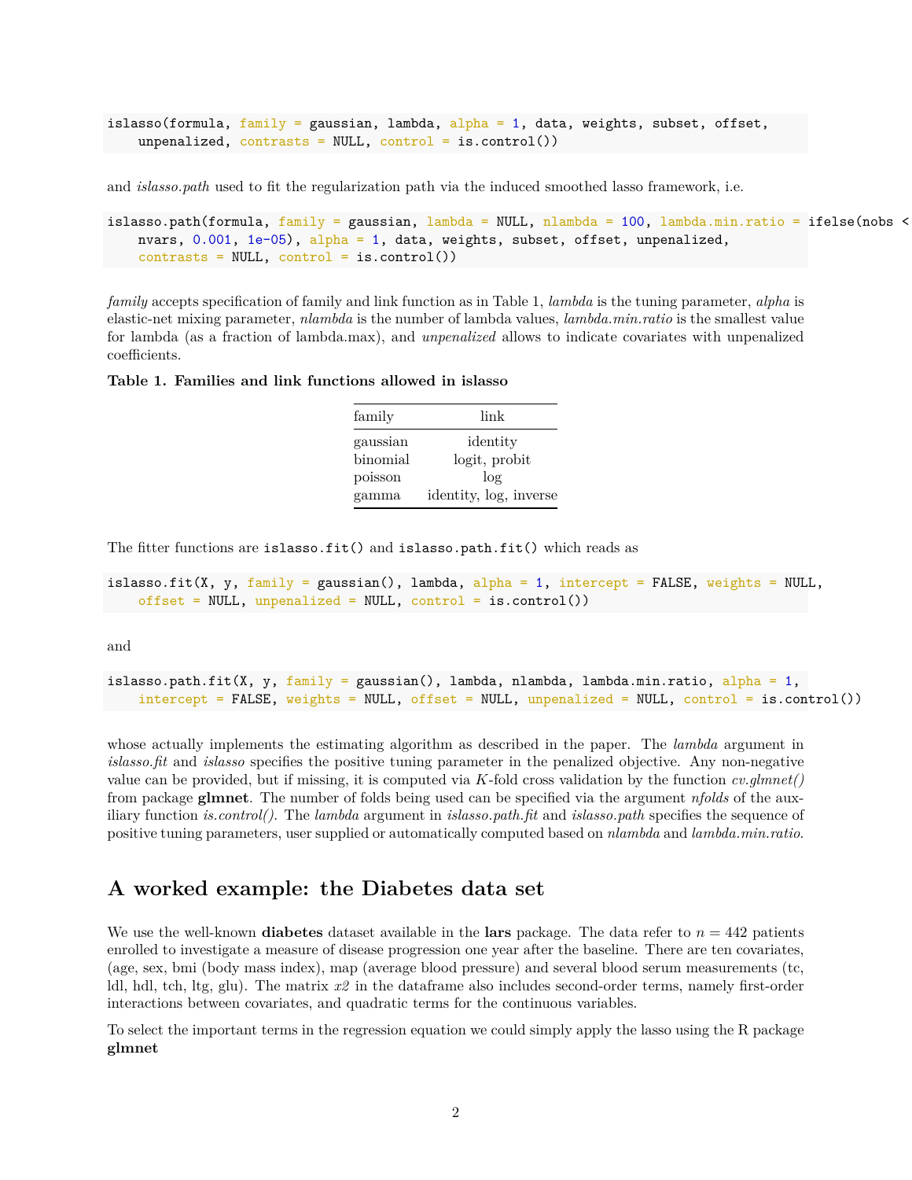```
islasso(formula, family = gaussian, lambda, alpha = 1, data, weights, subset, offset,
    unpenalized, contrasts = NULL, control = is.control())
```

and *islasso.path* used to fit the regularization path via the induced smoothed lasso framework, i.e.

```
islasso.path(formula, family = gaussian, lambda = NULL, nlambda = 100, lambda.min.ratio = ifelse(nobs <
    nvars, 0.001, 1e-05), alpha = 1, data, weights, subset, offset, unpenalized,
    contrasts = NULL, control = is.control())
```

*family* accepts specification of family and link function as in Table 1, *lambda* is the tuning parameter, *alpha* is elastic-net mixing parameter, *nlambda* is the number of lambda values, *lambda.min.ratio* is the smallest value for lambda (as a fraction of lambda.max), and *unpenalized* allows to indicate covariates with unpenalized coefficients.

**Table 1. Families and link functions allowed in islasso**

| family | link |
|---|---|
| gaussian | identity |
| binomial | logit, probit |
| poisson | log |
| gamma | identity, log, inverse |

The fitter functions are `islasso.fit()` and `islasso.path.fit()` which reads as

```
islasso.fit(X, y, family = gaussian(), lambda, alpha = 1, intercept = FALSE, weights = NULL,
    offset = NULL, unpenalized = NULL, control = is.control())
```

and

```
islasso.path.fit(X, y, family = gaussian(), lambda, nlambda, lambda.min.ratio, alpha = 1,
    intercept = FALSE, weights = NULL, offset = NULL, unpenalized = NULL, control = is.control())
```

whose actually implements the estimating algorithm as described in the paper. The *lambda* argument in *islasso.fit* and *islasso* specifies the positive tuning parameter in the penalized objective. Any non-negative value can be provided, but if missing, it is computed via $K$-fold cross validation by the function *cv.glmnet()* from package **glmnet**. The number of folds being used can be specified via the argument *nfolds* of the auxiliary function *is.control()*. The *lambda* argument in *islasso.path.fit* and *islasso.path* specifies the sequence of positive tuning parameters, user supplied or automatically computed based on *nlambda* and *lambda.min.ratio*.

## A worked example: the Diabetes data set

We use the well-known **diabetes** dataset available in the **lars** package. The data refer to $n = 442$ patients enrolled to investigate a measure of disease progression one year after the baseline. There are ten covariates, (age, sex, bmi (body mass index), map (average blood pressure) and several blood serum measurements (tc, ldl, hdl, tch, ltg, glu). The matrix *x2* in the dataframe also includes second-order terms, namely first-order interactions between covariates, and quadratic terms for the continuous variables.

To select the important terms in the regression equation we could simply apply the lasso using the R package **glmnet**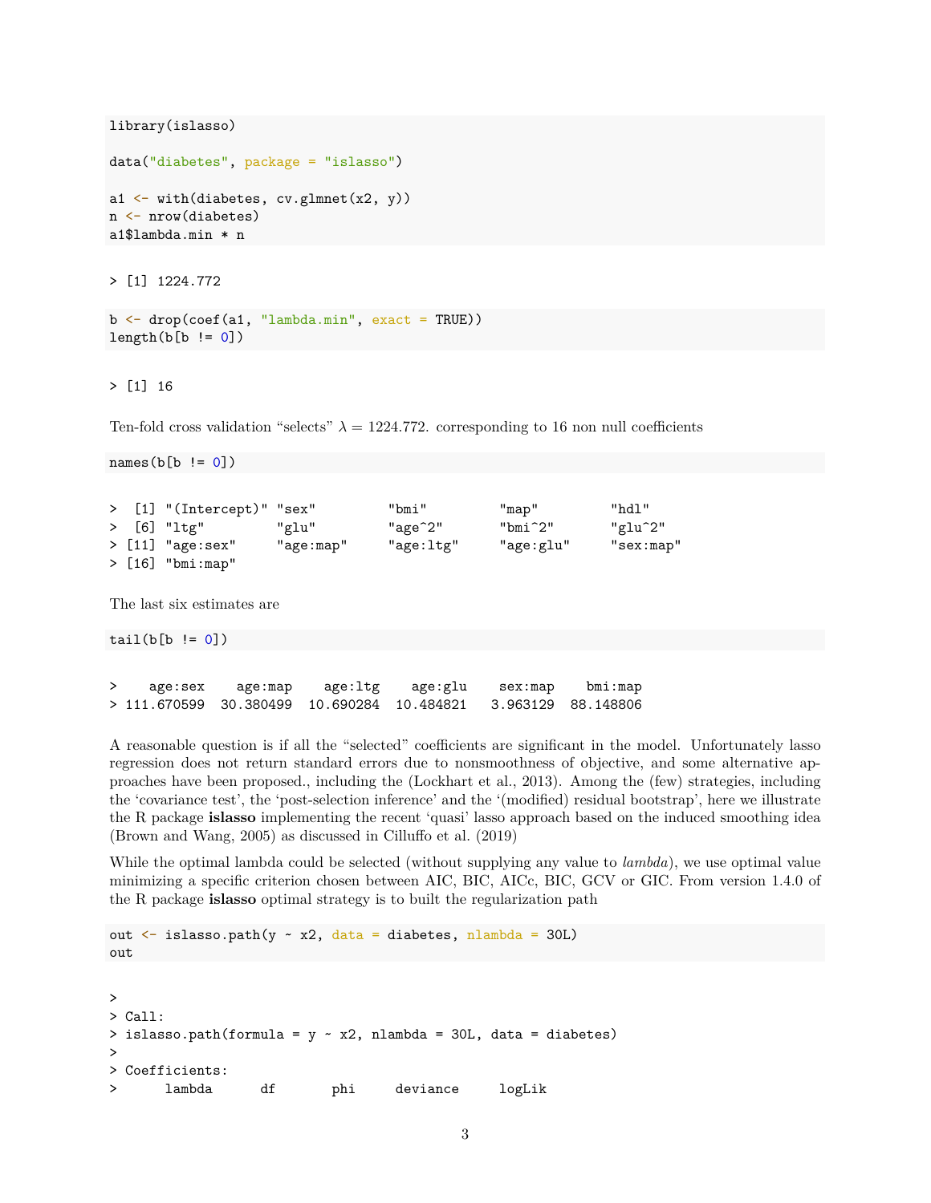```
library(islasso)

data("diabetes", package = "islasso")

a1 <- with(diabetes, cv.glmnet(x2, y))
n <- nrow(diabetes)
a1$lambda.min * n
```

```
> [1] 1224.772
```

```
b <- drop(coef(a1, "lambda.min", exact = TRUE))
length(b[b != 0])
```

```
> [1] 16
```

Ten-fold cross validation "selects" $\lambda = 1224.772$. corresponding to 16 non null coefficients

```
names(b[b != 0])
```

```
>  [1] "(Intercept)" "sex"         "bmi"         "map"         "hdl"
>  [6] "ltg"         "glu"         "age^2"       "bmi^2"       "glu^2"
> [11] "age:sex"     "age:map"     "age:ltg"     "age:glu"     "sex:map"
> [16] "bmi:map"
```

The last six estimates are

```
tail(b[b != 0])
```

```
>    age:sex    age:map    age:ltg    age:glu    sex:map    bmi:map
> 111.670599  30.380499  10.690284  10.484821   3.963129  88.148806
```

A reasonable question is if all the "selected" coefficients are significant in the model. Unfortunately lasso regression does not return standard errors due to nonsmoothness of objective, and some alternative approaches have been proposed., including the (Lockhart et al., 2013). Among the (few) strategies, including the 'covariance test', the 'post-selection inference' and the '(modified) residual bootstrap', here we illustrate the R package **islasso** implementing the recent 'quasi' lasso approach based on the induced smoothing idea (Brown and Wang, 2005) as discussed in Cilluffo et al. (2019)

While the optimal lambda could be selected (without supplying any value to *lambda*), we use optimal value minimizing a specific criterion chosen between AIC, BIC, AICc, BIC, GCV or GIC. From version 1.4.0 of the R package **islasso** optimal strategy is to built the regularization path

```
out <- islasso.path(y ~ x2, data = diabetes, nlambda = 30L)
out
```

```
>
> Call:
> islasso.path(formula = y ~ x2, nlambda = 30L, data = diabetes)
>
> Coefficients:
>      lambda      df       phi     deviance     logLik
```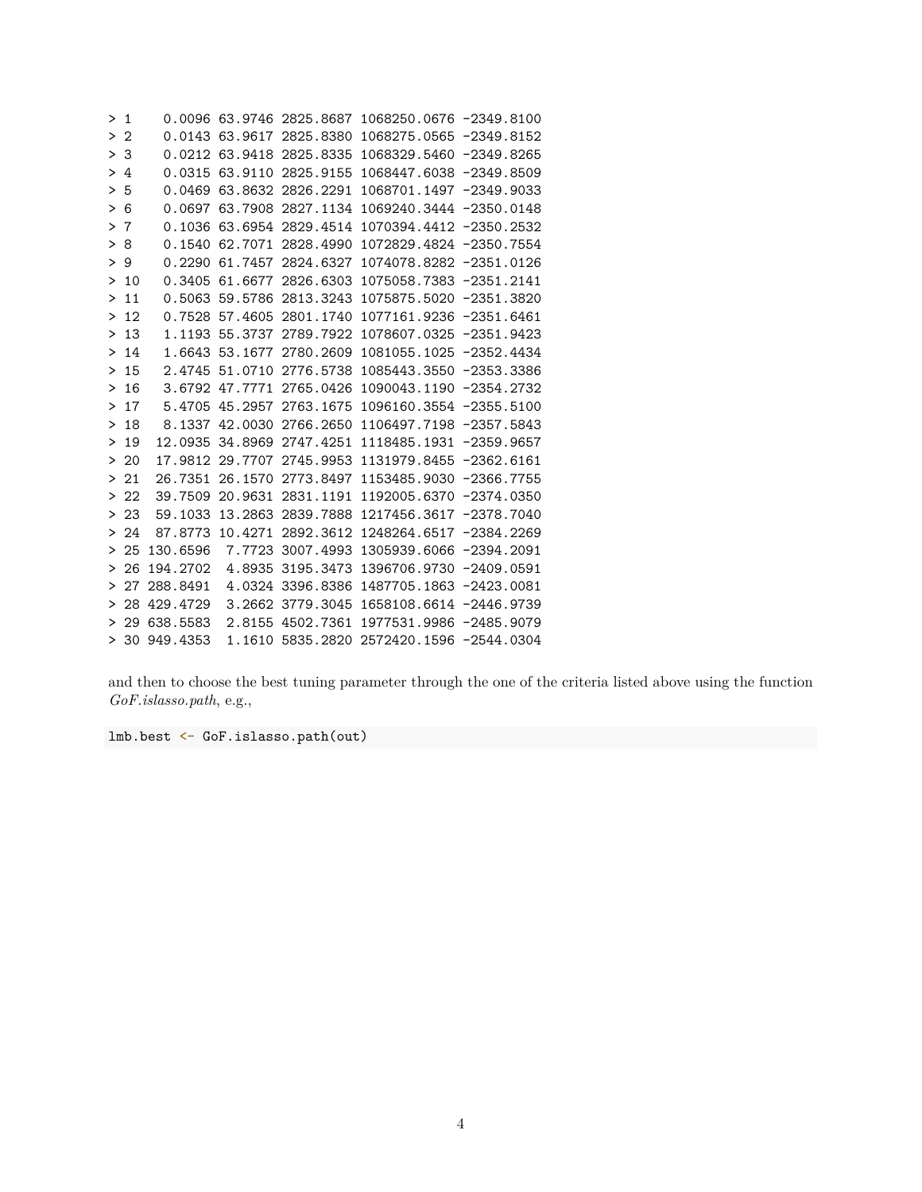```
> 1    0.0096 63.9746 2825.8687 1068250.0676 -2349.8100
> 2    0.0143 63.9617 2825.8380 1068275.0565 -2349.8152
> 3    0.0212 63.9418 2825.8335 1068329.5460 -2349.8265
> 4    0.0315 63.9110 2825.9155 1068447.6038 -2349.8509
> 5    0.0469 63.8632 2826.2291 1068701.1497 -2349.9033
> 6    0.0697 63.7908 2827.1134 1069240.3444 -2350.0148
> 7    0.1036 63.6954 2829.4514 1070394.4412 -2350.2532
> 8    0.1540 62.7071 2828.4990 1072829.4824 -2350.7554
> 9    0.2290 61.7457 2824.6327 1074078.8282 -2351.0126
> 10   0.3405 61.6677 2826.6303 1075058.7383 -2351.2141
> 11   0.5063 59.5786 2813.3243 1075875.5020 -2351.3820
> 12   0.7528 57.4605 2801.1740 1077161.9236 -2351.6461
> 13   1.1193 55.3737 2789.7922 1078607.0325 -2351.9423
> 14   1.6643 53.1677 2780.2609 1081055.1025 -2352.4434
> 15   2.4745 51.0710 2776.5738 1085443.3550 -2353.3386
> 16   3.6792 47.7771 2765.0426 1090043.1190 -2354.2732
> 17   5.4705 45.2957 2763.1675 1096160.3554 -2355.5100
> 18   8.1337 42.0030 2766.2650 1106497.7198 -2357.5843
> 19  12.0935 34.8969 2747.4251 1118485.1931 -2359.9657
> 20  17.9812 29.7707 2745.9953 1131979.8455 -2362.6161
> 21  26.7351 26.1570 2773.8497 1153485.9030 -2366.7755
> 22  39.7509 20.9631 2831.1191 1192005.6370 -2374.0350
> 23  59.1033 13.2863 2839.7888 1217456.3617 -2378.7040
> 24  87.8773 10.4271 2892.3612 1248264.6517 -2384.2269
> 25 130.6596  7.7723 3007.4993 1305939.6066 -2394.2091
> 26 194.2702  4.8935 3195.3473 1396706.9730 -2409.0591
> 27 288.8491  4.0324 3396.8386 1487705.1863 -2423.0081
> 28 429.4729  3.2662 3779.3045 1658108.6614 -2446.9739
> 29 638.5583  2.8155 4502.7361 1977531.9986 -2485.9079
> 30 949.4353  1.1610 5835.2820 2572420.1596 -2544.0304
```

and then to choose the best tuning parameter through the one of the criteria listed above using the function *GoF.islasso.path*, e.g.,

```
lmb.best <- GoF.islasso.path(out)
```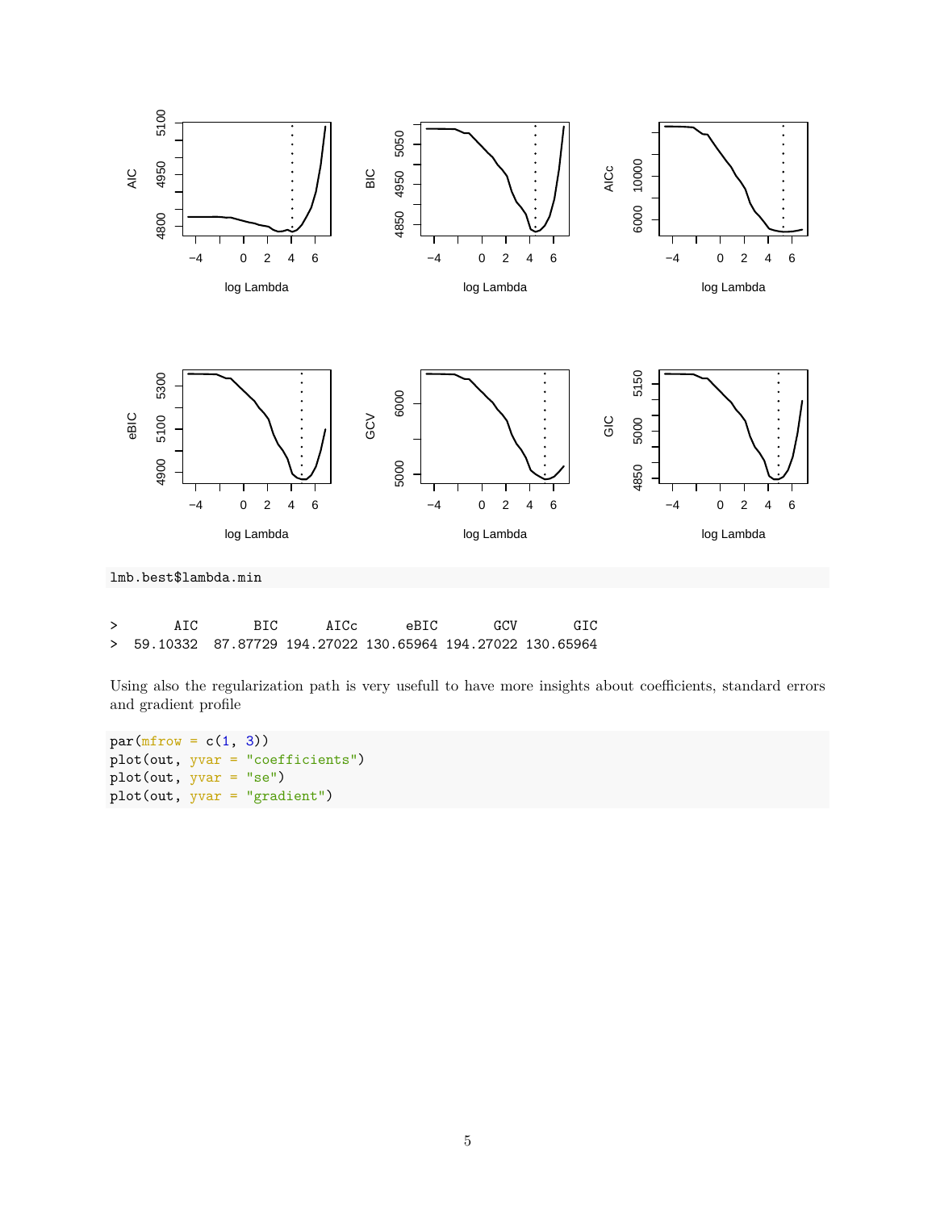```
lmb.best$lambda.min
```

```
>       AIC       BIC      AICc      eBIC       GCV       GIC
>  59.10332  87.87729 194.27022 130.65964 194.27022 130.65964
```

Using also the regularization path is very usefull to have more insights about coefficients, standard errors and gradient profile

```
par(mfrow = c(1, 3))
plot(out, yvar = "coefficients")
plot(out, yvar = "se")
plot(out, yvar = "gradient")
```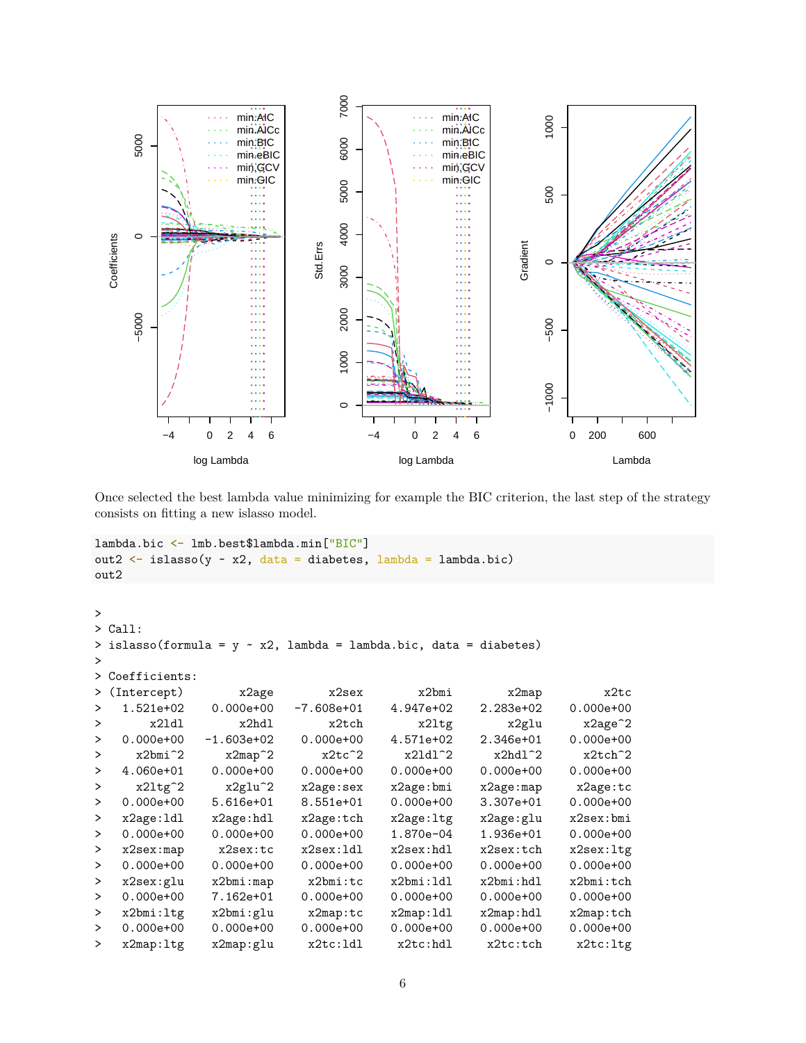Once selected the best lambda value minimizing for example the BIC criterion, the last step of the strategy consists on fitting a new islasso model.

```
lambda.bic <- lmb.best$lambda.min["BIC"]
out2 <- islasso(y ~ x2, data = diabetes, lambda = lambda.bic)
out2
```

```
>
> Call:
> islasso(formula = y ~ x2, lambda = lambda.bic, data = diabetes)
>
> Coefficients:
> (Intercept)       x2age       x2sex       x2bmi       x2map        x2tc
>   1.521e+02   0.000e+00  -7.608e+01   4.947e+02   2.283e+02   0.000e+00
>       x2ldl       x2hdl       x2tch       x2ltg       x2glu     x2age^2
>   0.000e+00  -1.603e+02   0.000e+00   4.571e+02   2.346e+01   0.000e+00
>     x2bmi^2     x2map^2      x2tc^2     x2ldl^2     x2hdl^2     x2tch^2
>   4.060e+01   0.000e+00   0.000e+00   0.000e+00   0.000e+00   0.000e+00
>     x2ltg^2     x2glu^2   x2age:sex   x2age:bmi   x2age:map    x2age:tc
>   0.000e+00   5.616e+01   8.551e+01   0.000e+00   3.307e+01   0.000e+00
>   x2age:ldl   x2age:hdl   x2age:tch   x2age:ltg   x2age:glu   x2sex:bmi
>   0.000e+00   0.000e+00   0.000e+00   1.870e-04   1.936e+01   0.000e+00
>   x2sex:map    x2sex:tc   x2sex:ldl   x2sex:hdl   x2sex:tch   x2sex:ltg
>   0.000e+00   0.000e+00   0.000e+00   0.000e+00   0.000e+00   0.000e+00
>   x2sex:glu   x2bmi:map    x2bmi:tc   x2bmi:ldl   x2bmi:hdl   x2bmi:tch
>   0.000e+00   7.162e+01   0.000e+00   0.000e+00   0.000e+00   0.000e+00
>   x2bmi:ltg   x2bmi:glu    x2map:tc   x2map:ldl   x2map:hdl   x2map:tch
>   0.000e+00   0.000e+00   0.000e+00   0.000e+00   0.000e+00   0.000e+00
>   x2map:ltg   x2map:glu    x2tc:ldl    x2tc:hdl    x2tc:tch    x2tc:ltg
```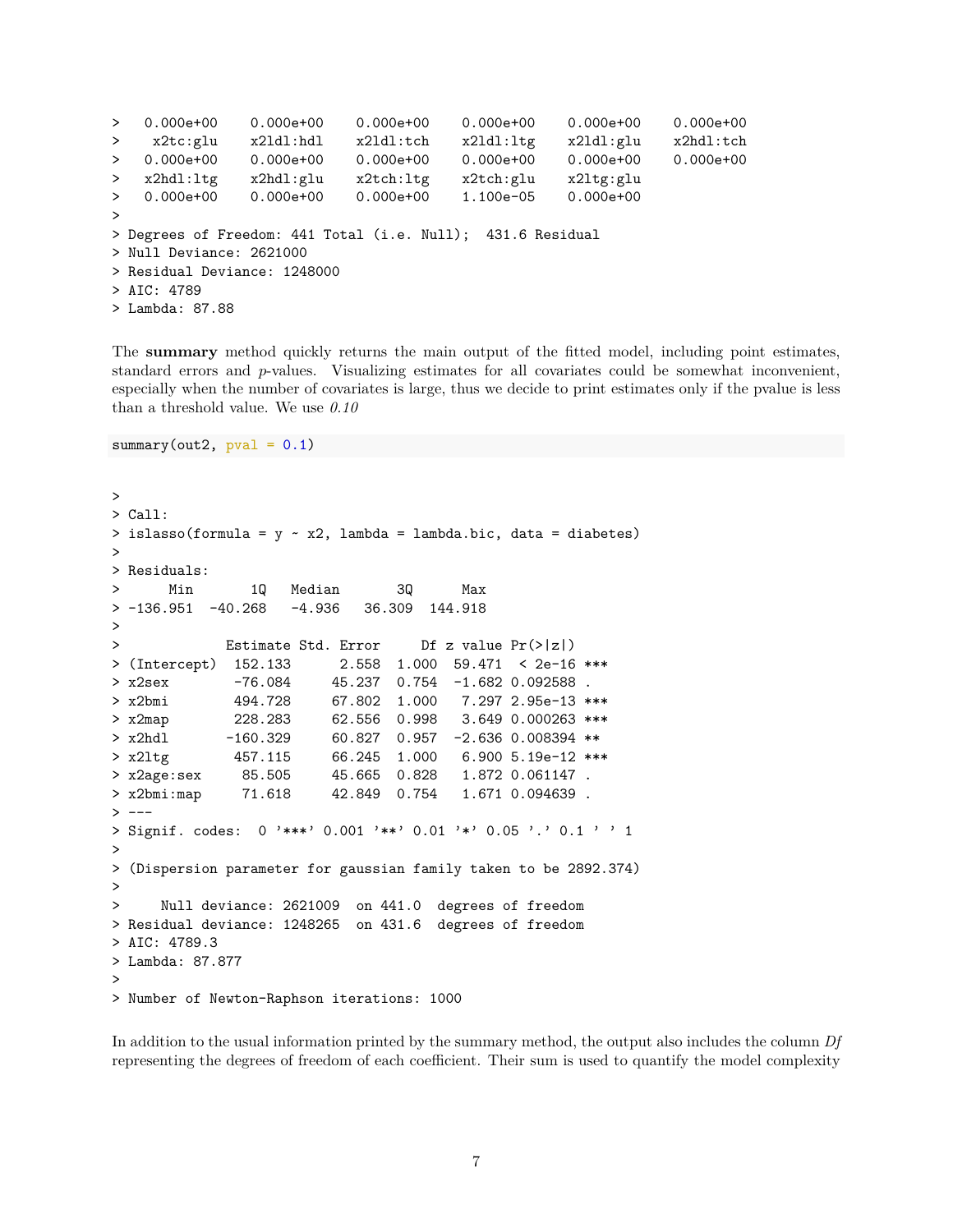```
>   0.000e+00    0.000e+00    0.000e+00    0.000e+00    0.000e+00    0.000e+00
>    x2tc:glu    x2ldl:hdl    x2ldl:tch    x2ldl:ltg    x2ldl:glu    x2hdl:tch
>   0.000e+00    0.000e+00    0.000e+00    0.000e+00    0.000e+00    0.000e+00
>   x2hdl:ltg    x2hdl:glu    x2tch:ltg    x2tch:glu    x2ltg:glu
>   0.000e+00    0.000e+00    0.000e+00    1.100e-05    0.000e+00
>
> Degrees of Freedom: 441 Total (i.e. Null);  431.6 Residual
> Null Deviance: 2621000
> Residual Deviance: 1248000
> AIC: 4789
> Lambda: 87.88
```

The **summary** method quickly returns the main output of the fitted model, including point estimates, standard errors and $p$-values. Visualizing estimates for all covariates could be somewhat inconvenient, especially when the number of covariates is large, thus we decide to print estimates only if the pvalue is less than a threshold value. We use *0.10*

```
summary(out2, pval = 0.1)
```

```
>
> Call:
> islasso(formula = y ~ x2, lambda = lambda.bic, data = diabetes)
>
> Residuals:
>      Min       1Q   Median       3Q      Max
> -136.951  -40.268   -4.936   36.309  144.918
>
>             Estimate Std. Error     Df z value Pr(>|z|)
> (Intercept)  152.133      2.558  1.000  59.471  < 2e-16 ***
> x2sex        -76.084     45.237  0.754  -1.682 0.092588 .
> x2bmi        494.728     67.802  1.000   7.297 2.95e-13 ***
> x2map        228.283     62.556  0.998   3.649 0.000263 ***
> x2hdl       -160.329     60.827  0.957  -2.636 0.008394 **
> x2ltg        457.115     66.245  1.000   6.900 5.19e-12 ***
> x2age:sex     85.505     45.665  0.828   1.872 0.061147 .
> x2bmi:map     71.618     42.849  0.754   1.671 0.094639 .
> ---
> Signif. codes:  0 '***' 0.001 '**' 0.01 '*' 0.05 '.' 0.1 ' ' 1
>
> (Dispersion parameter for gaussian family taken to be 2892.374)
>
>     Null deviance: 2621009  on 441.0  degrees of freedom
> Residual deviance: 1248265  on 431.6  degrees of freedom
> AIC: 4789.3
> Lambda: 87.877
>
> Number of Newton-Raphson iterations: 1000
```

In addition to the usual information printed by the summary method, the output also includes the column *Df* representing the degrees of freedom of each coefficient. Their sum is used to quantify the model complexity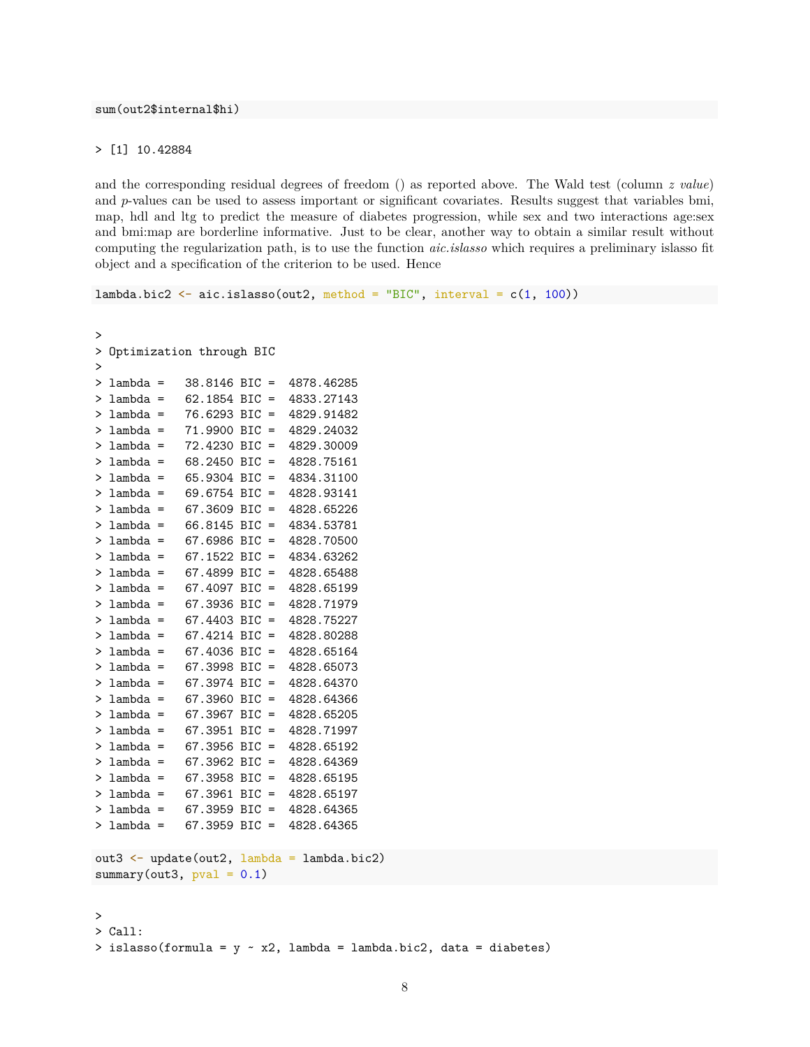```
sum(out2$internal$hi)
```

```
> [1] 10.42884
```

and the corresponding residual degrees of freedom () as reported above. The Wald test (column *z value*) and *p*-values can be used to assess important or significant covariates. Results suggest that variables bmi, map, hdl and ltg to predict the measure of diabetes progression, while sex and two interactions age:sex and bmi:map are borderline informative. Just to be clear, another way to obtain a similar result without computing the regularization path, is to use the function *aic.islasso* which requires a preliminary islasso fit object and a specification of the criterion to be used. Hence

```
lambda.bic2 <- aic.islasso(out2, method = "BIC", interval = c(1, 100))
```

```
>
> Optimization through BIC
>
> lambda =   38.8146 BIC =  4878.46285
> lambda =   62.1854 BIC =  4833.27143
> lambda =   76.6293 BIC =  4829.91482
> lambda =   71.9900 BIC =  4829.24032
> lambda =   72.4230 BIC =  4829.30009
> lambda =   68.2450 BIC =  4828.75161
> lambda =   65.9304 BIC =  4834.31100
> lambda =   69.6754 BIC =  4828.93141
> lambda =   67.3609 BIC =  4828.65226
> lambda =   66.8145 BIC =  4834.53781
> lambda =   67.6986 BIC =  4828.70500
> lambda =   67.1522 BIC =  4834.63262
> lambda =   67.4899 BIC =  4828.65488
> lambda =   67.4097 BIC =  4828.65199
> lambda =   67.3936 BIC =  4828.71979
> lambda =   67.4403 BIC =  4828.75227
> lambda =   67.4214 BIC =  4828.80288
> lambda =   67.4036 BIC =  4828.65164
> lambda =   67.3998 BIC =  4828.65073
> lambda =   67.3974 BIC =  4828.64370
> lambda =   67.3960 BIC =  4828.64366
> lambda =   67.3967 BIC =  4828.65205
> lambda =   67.3951 BIC =  4828.71997
> lambda =   67.3956 BIC =  4828.65192
> lambda =   67.3962 BIC =  4828.64369
> lambda =   67.3958 BIC =  4828.65195
> lambda =   67.3961 BIC =  4828.65197
> lambda =   67.3959 BIC =  4828.64365
> lambda =   67.3959 BIC =  4828.64365
```

```
out3 <- update(out2, lambda = lambda.bic2)
summary(out3, pval = 0.1)
```

```
>
> Call:
> islasso(formula = y ~ x2, lambda = lambda.bic2, data = diabetes)
```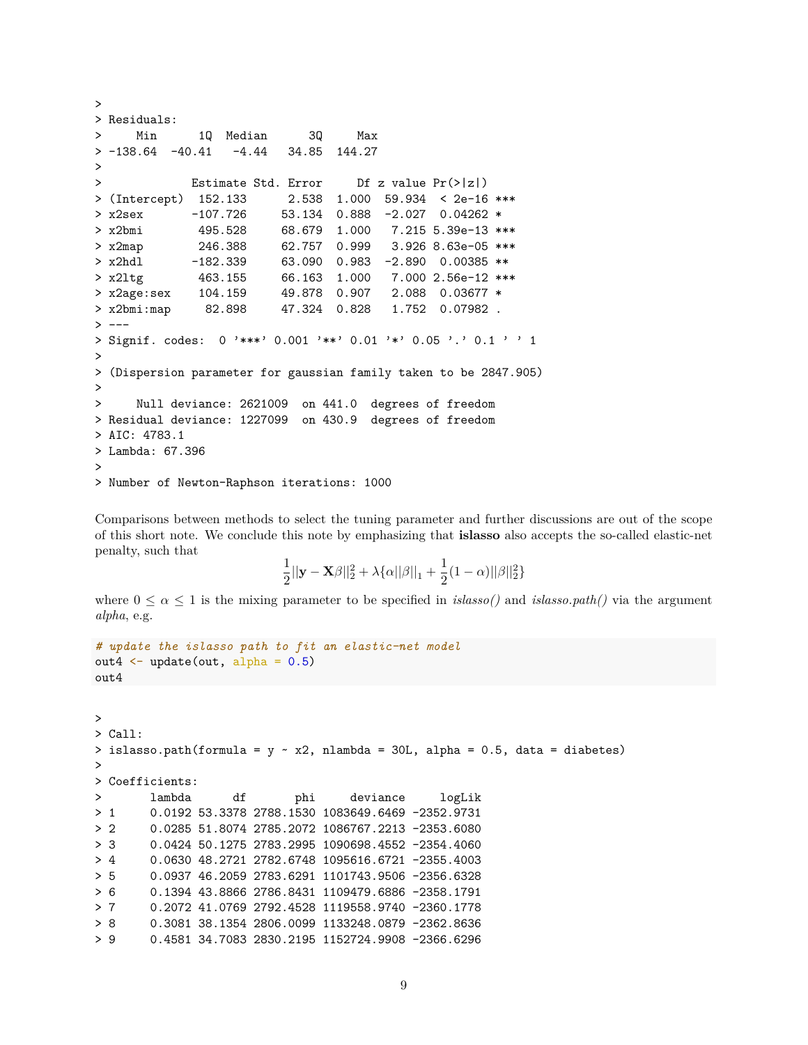```
>
> Residuals:
>     Min      1Q  Median      3Q     Max
> -138.64  -40.41   -4.44   34.85  144.27
>
>             Estimate Std. Error     Df z value Pr(>|z|)
> (Intercept)  152.133      2.538  1.000  59.934  < 2e-16 ***
> x2sex       -107.726     53.134  0.888  -2.027  0.04262 *
> x2bmi        495.528     68.679  1.000   7.215 5.39e-13 ***
> x2map        246.388     62.757  0.999   3.926 8.63e-05 ***
> x2hdl       -182.339     63.090  0.983  -2.890  0.00385 **
> x2ltg        463.155     66.163  1.000   7.000 2.56e-12 ***
> x2age:sex    104.159     49.878  0.907   2.088  0.03677 *
> x2bmi:map     82.898     47.324  0.828   1.752  0.07982 .
> ---
> Signif. codes:  0 '***' 0.001 '**' 0.01 '*' 0.05 '.' 0.1 ' ' 1
>
> (Dispersion parameter for gaussian family taken to be 2847.905)
>
>     Null deviance: 2621009  on 441.0  degrees of freedom
> Residual deviance: 1227099  on 430.9  degrees of freedom
> AIC: 4783.1
> Lambda: 67.396
>
> Number of Newton-Raphson iterations: 1000
```

Comparisons between methods to select the tuning parameter and further discussions are out of the scope of this short note. We conclude this note by emphasizing that **islasso** also accepts the so-called elastic-net penalty, such that

$$\frac{1}{2}||\mathbf{y} - \mathbf{X}\beta||_2^2 + \lambda\{\alpha||\beta||_1 + \frac{1}{2}(1-\alpha)||\beta||_2^2\}$$

where $0 \leq \alpha \leq 1$ is the mixing parameter to be specified in *islasso()* and *islasso.path()* via the argument *alpha*, e.g.

```
# update the islasso path to fit an elastic-net model
out4 <- update(out, alpha = 0.5)
out4
```

```
>
> Call:
> islasso.path(formula = y ~ x2, nlambda = 30L, alpha = 0.5, data = diabetes)
>
> Coefficients:
>       lambda      df       phi     deviance     logLik
> 1     0.0192 53.3378 2788.1530 1083649.6469 -2352.9731
> 2     0.0285 51.8074 2785.2072 1086767.2213 -2353.6080
> 3     0.0424 50.1275 2783.2995 1090698.4552 -2354.4060
> 4     0.0630 48.2721 2782.6748 1095616.6721 -2355.4003
> 5     0.0937 46.2059 2783.6291 1101743.9506 -2356.6328
> 6     0.1394 43.8866 2786.8431 1109479.6886 -2358.1791
> 7     0.2072 41.0769 2792.4528 1119558.9740 -2360.1778
> 8     0.3081 38.1354 2806.0099 1133248.0879 -2362.8636
> 9     0.4581 34.7083 2830.2195 1152724.9908 -2366.6296
```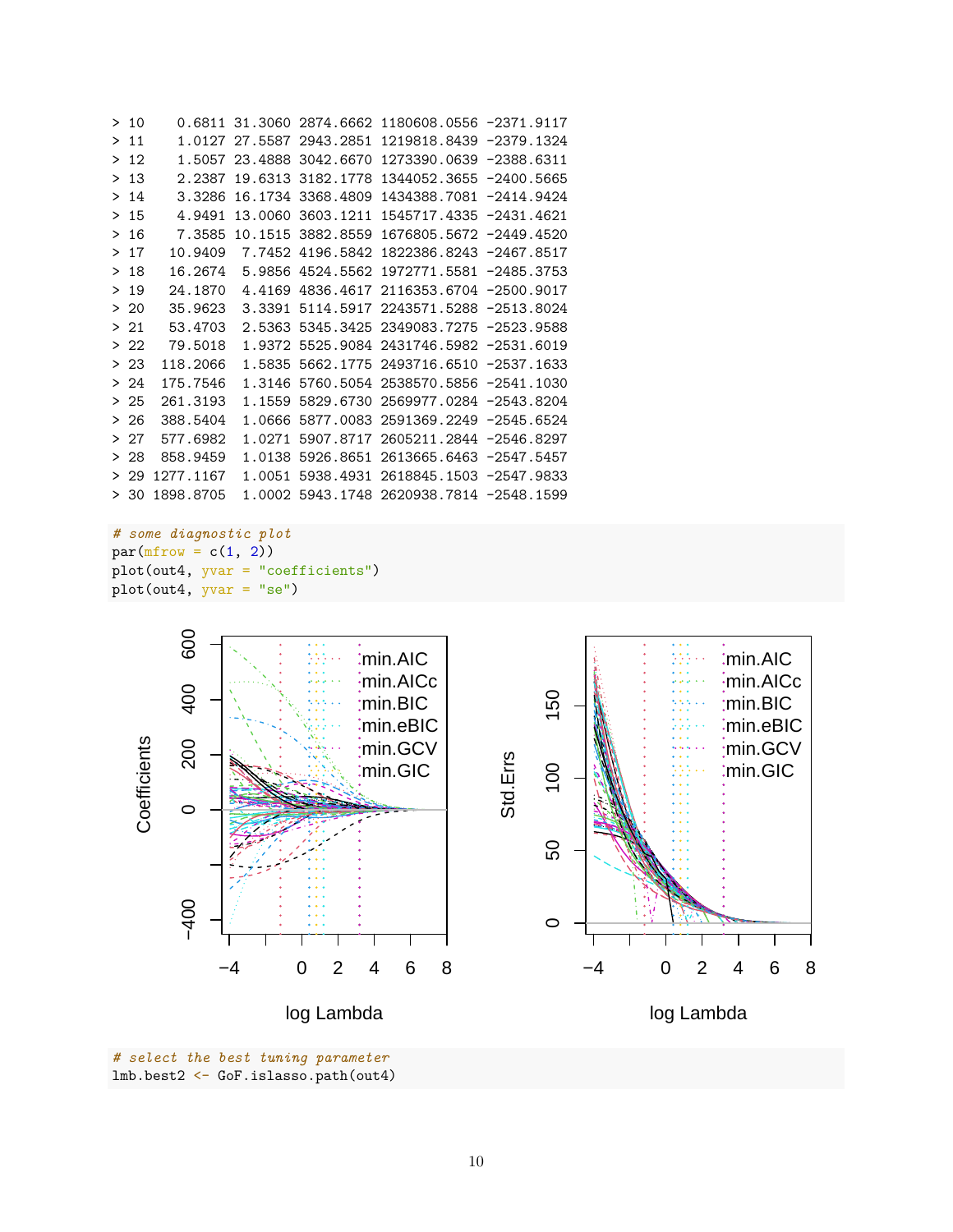```
> 10     0.6811 31.3060 2874.6662 1180608.0556 -2371.9117
> 11     1.0127 27.5587 2943.2851 1219818.8439 -2379.1324
> 12     1.5057 23.4888 3042.6670 1273390.0639 -2388.6311
> 13     2.2387 19.6313 3182.1778 1344052.3655 -2400.5665
> 14     3.3286 16.1734 3368.4809 1434388.7081 -2414.9424
> 15     4.9491 13.0060 3603.1211 1545717.4335 -2431.4621
> 16     7.3585 10.1515 3882.8559 1676805.5672 -2449.4520
> 17    10.9409  7.7452 4196.5842 1822386.8243 -2467.8517
> 18    16.2674  5.9856 4524.5562 1972771.5581 -2485.3753
> 19    24.1870  4.4169 4836.4617 2116353.6704 -2500.9017
> 20    35.9623  3.3391 5114.5917 2243571.5288 -2513.8024
> 21    53.4703  2.5363 5345.3425 2349083.7275 -2523.9588
> 22    79.5018  1.9372 5525.9084 2431746.5982 -2531.6019
> 23   118.2066  1.5835 5662.1775 2493716.6510 -2537.1633
> 24   175.7546  1.3146 5760.5054 2538570.5856 -2541.1030
> 25   261.3193  1.1559 5829.6730 2569977.0284 -2543.8204
> 26   388.5404  1.0666 5877.0083 2591369.2249 -2545.6524
> 27   577.6982  1.0271 5907.8717 2605211.2844 -2546.8297
> 28   858.9459  1.0138 5926.8651 2613665.6463 -2547.5457
> 29  1277.1167  1.0051 5938.4931 2618845.1503 -2547.9833
> 30  1898.8705  1.0002 5943.1748 2620938.7814 -2548.1599
```

```
# some diagnostic plot
par(mfrow = c(1, 2))
plot(out4, yvar = "coefficients")
plot(out4, yvar = "se")
```

```
# select the best tuning parameter
lmb.best2 <- GoF.islasso.path(out4)
```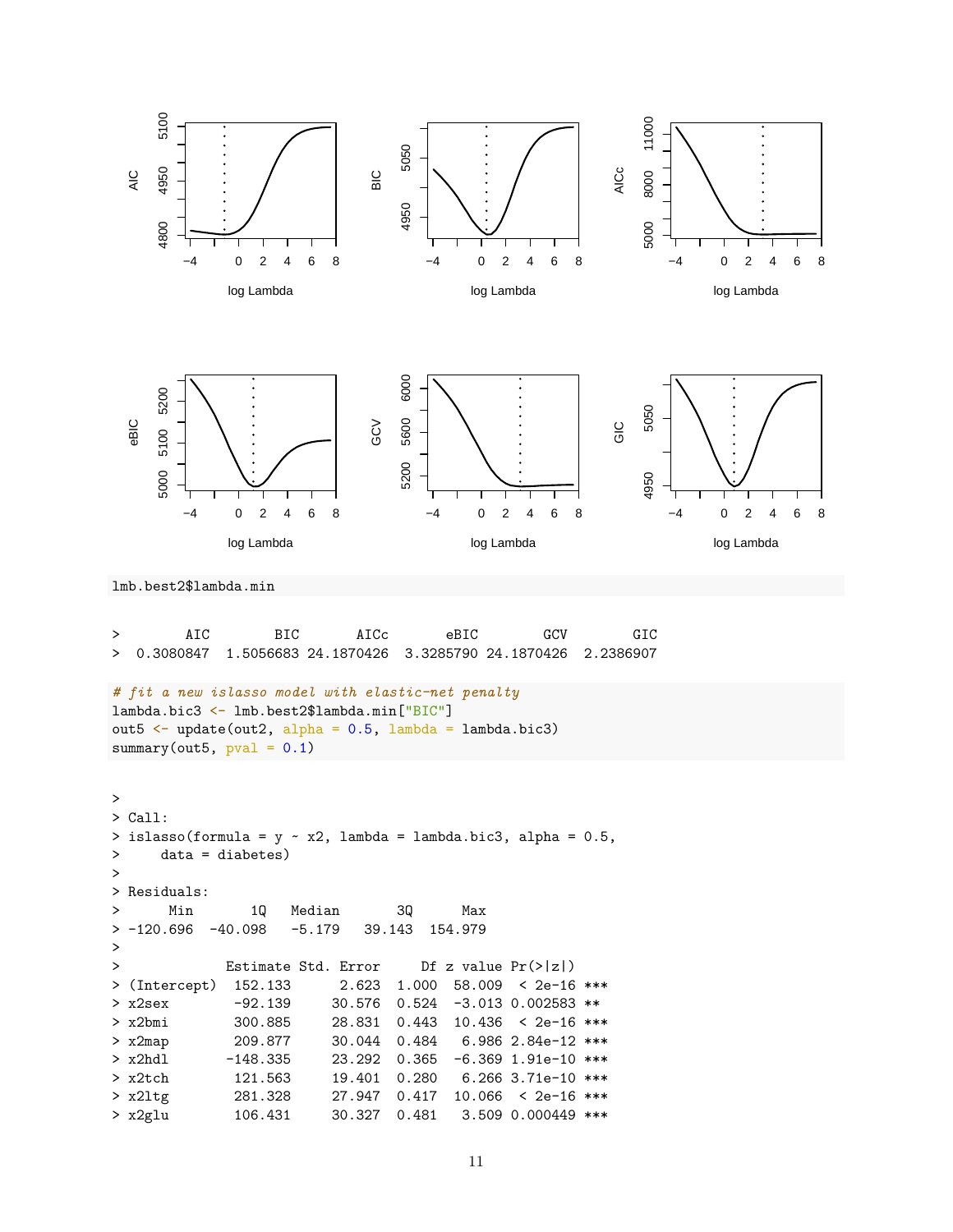```
lmb.best2$lambda.min
```

```
>        AIC        BIC       AICc       eBIC        GCV        GIC
>  0.3080847  1.5056683 24.1870426  3.3285790 24.1870426  2.2386907
```

```
# fit a new islasso model with elastic-net penalty
lambda.bic3 <- lmb.best2$lambda.min["BIC"]
out5 <- update(out2, alpha = 0.5, lambda = lambda.bic3)
summary(out5, pval = 0.1)
```

```
>
> Call:
> islasso(formula = y ~ x2, lambda = lambda.bic3, alpha = 0.5,
>     data = diabetes)
>
> Residuals:
>      Min       1Q   Median       3Q      Max
> -120.696  -40.098   -5.179   39.143  154.979
>
>             Estimate Std. Error     Df  z value Pr(>|z|)
> (Intercept)  152.133      2.623  1.000  58.009  < 2e-16 ***
> x2sex        -92.139     30.576  0.524  -3.013 0.002583 **
> x2bmi        300.885     28.831  0.443  10.436  < 2e-16 ***
> x2map        209.877     30.044  0.484   6.986 2.84e-12 ***
> x2hdl       -148.335     23.292  0.365  -6.369 1.91e-10 ***
> x2tch        121.563     19.401  0.280   6.266 3.71e-10 ***
> x2ltg        281.328     27.947  0.417  10.066  < 2e-16 ***
> x2glu        106.431     30.327  0.481   3.509 0.000449 ***
```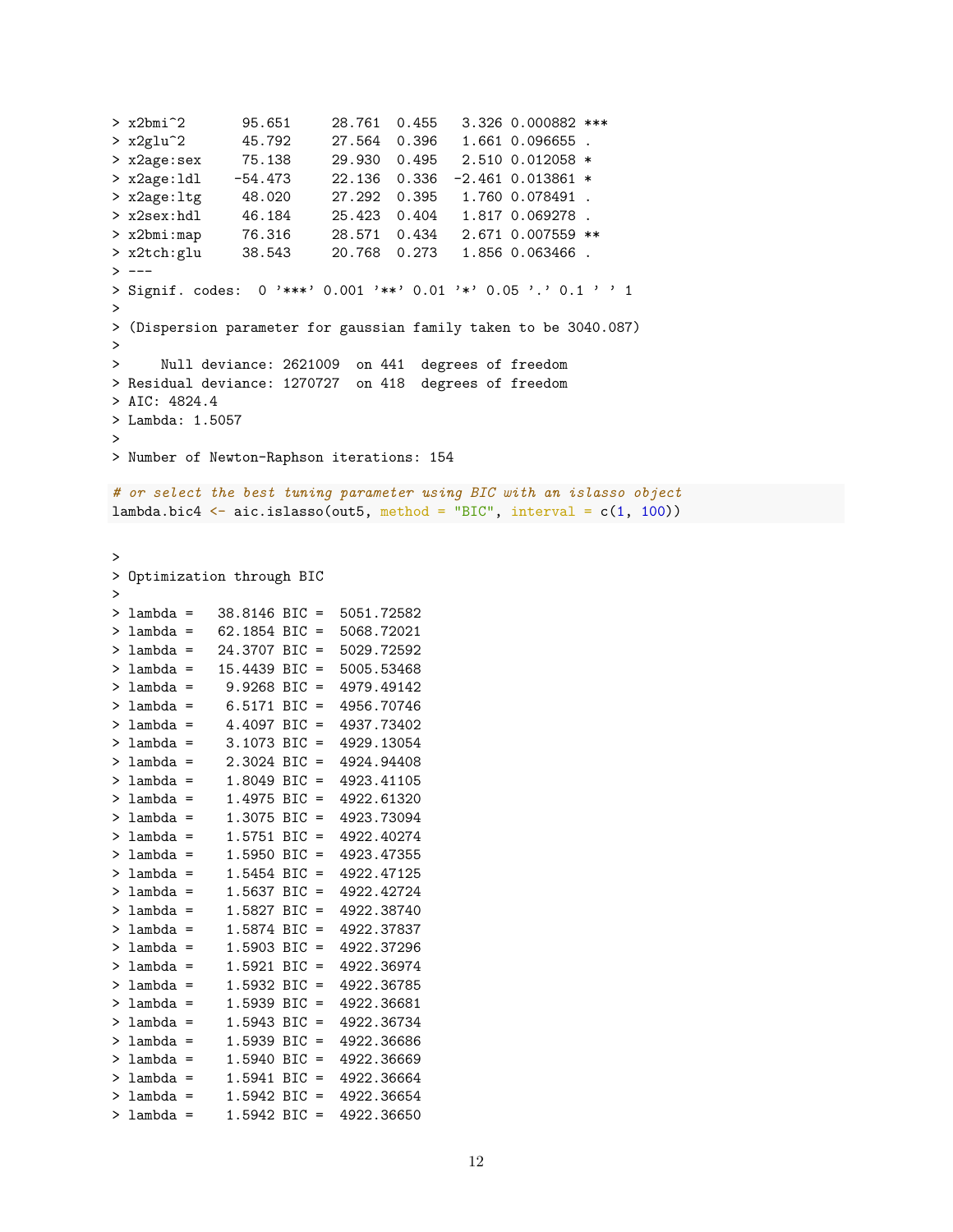```
> x2bmi^2       95.651     28.761  0.455   3.326 0.000882 ***
> x2glu^2       45.792     27.564  0.396   1.661 0.096655 .
> x2age:sex     75.138     29.930  0.495   2.510 0.012058 *
> x2age:ldl    -54.473     22.136  0.336  -2.461 0.013861 *
> x2age:ltg     48.020     27.292  0.395   1.760 0.078491 .
> x2sex:hdl     46.184     25.423  0.404   1.817 0.069278 .
> x2bmi:map     76.316     28.571  0.434   2.671 0.007559 **
> x2tch:glu     38.543     20.768  0.273   1.856 0.063466 .
> ---
> Signif. codes:  0 '***' 0.001 '**' 0.01 '*' 0.05 '.' 0.1 ' ' 1
>
> (Dispersion parameter for gaussian family taken to be 3040.087)
>
>     Null deviance: 2621009  on 441  degrees of freedom
> Residual deviance: 1270727  on 418  degrees of freedom
> AIC: 4824.4
> Lambda: 1.5057
>
> Number of Newton-Raphson iterations: 154
```

```
# or select the best tuning parameter using BIC with an islasso object
lambda.bic4 <- aic.islasso(out5, method = "BIC", interval = c(1, 100))
```

```
>
> Optimization through BIC
>
> lambda =   38.8146 BIC =  5051.72582
> lambda =   62.1854 BIC =  5068.72021
> lambda =   24.3707 BIC =  5029.72592
> lambda =   15.4439 BIC =  5005.53468
> lambda =    9.9268 BIC =  4979.49142
> lambda =    6.5171 BIC =  4956.70746
> lambda =    4.4097 BIC =  4937.73402
> lambda =    3.1073 BIC =  4929.13054
> lambda =    2.3024 BIC =  4924.94408
> lambda =    1.8049 BIC =  4923.41105
> lambda =    1.4975 BIC =  4922.61320
> lambda =    1.3075 BIC =  4923.73094
> lambda =    1.5751 BIC =  4922.40274
> lambda =    1.5950 BIC =  4923.47355
> lambda =    1.5454 BIC =  4922.47125
> lambda =    1.5637 BIC =  4922.42724
> lambda =    1.5827 BIC =  4922.38740
> lambda =    1.5874 BIC =  4922.37837
> lambda =    1.5903 BIC =  4922.37296
> lambda =    1.5921 BIC =  4922.36974
> lambda =    1.5932 BIC =  4922.36785
> lambda =    1.5939 BIC =  4922.36681
> lambda =    1.5943 BIC =  4922.36734
> lambda =    1.5939 BIC =  4922.36686
> lambda =    1.5940 BIC =  4922.36669
> lambda =    1.5941 BIC =  4922.36664
> lambda =    1.5942 BIC =  4922.36654
> lambda =    1.5942 BIC =  4922.36650
```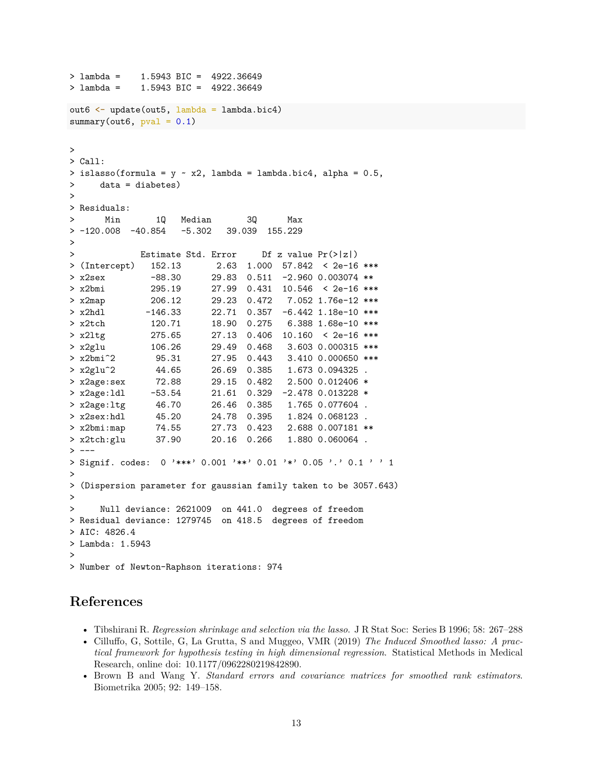```
> lambda =    1.5943 BIC =  4922.36649
> lambda =    1.5943 BIC =  4922.36649
```

```
out6 <- update(out5, lambda = lambda.bic4)
summary(out6, pval = 0.1)
```

```
>
> Call:
> islasso(formula = y ~ x2, lambda = lambda.bic4, alpha = 0.5,
>     data = diabetes)
>
> Residuals:
>      Min       1Q   Median       3Q      Max
> -120.008  -40.854   -5.302   39.039  155.229
>
>             Estimate Std. Error     Df z value Pr(>|z|)
> (Intercept)   152.13       2.63  1.000  57.842  < 2e-16 ***
> x2sex         -88.30      29.83  0.511  -2.960 0.003074 **
> x2bmi         295.19      27.99  0.431  10.546  < 2e-16 ***
> x2map         206.12      29.23  0.472   7.052 1.76e-12 ***
> x2hdl        -146.33      22.71  0.357  -6.442 1.18e-10 ***
> x2tch         120.71      18.90  0.275   6.388 1.68e-10 ***
> x2ltg         275.65      27.13  0.406  10.160  < 2e-16 ***
> x2glu         106.26      29.49  0.468   3.603 0.000315 ***
> x2bmi^2        95.31      27.95  0.443   3.410 0.000650 ***
> x2glu^2        44.65      26.69  0.385   1.673 0.094325 .
> x2age:sex      72.88      29.15  0.482   2.500 0.012406 *
> x2age:ldl     -53.54      21.61  0.329  -2.478 0.013228 *
> x2age:ltg      46.70      26.46  0.385   1.765 0.077604 .
> x2sex:hdl      45.20      24.78  0.395   1.824 0.068123 .
> x2bmi:map      74.55      27.73  0.423   2.688 0.007181 **
> x2tch:glu      37.90      20.16  0.266   1.880 0.060064 .
> ---
> Signif. codes:  0 '***' 0.001 '**' 0.01 '*' 0.05 '.' 0.1 ' ' 1
>
> (Dispersion parameter for gaussian family taken to be 3057.643)
>
>     Null deviance: 2621009  on 441.0  degrees of freedom
> Residual deviance: 1279745  on 418.5  degrees of freedom
> AIC: 4826.4
> Lambda: 1.5943
>
> Number of Newton-Raphson iterations: 974
```

## References

- Tibshirani R. *Regression shrinkage and selection via the lasso.* J R Stat Soc: Series B 1996; 58: 267–288
- Cilluffo, G, Sottile, G, La Grutta, S and Muggeo, VMR (2019) *The Induced Smoothed lasso: A practical framework for hypothesis testing in high dimensional regression.* Statistical Methods in Medical Research, online doi: 10.1177/0962280219842890.
- Brown B and Wang Y. *Standard errors and covariance matrices for smoothed rank estimators.* Biometrika 2005; 92: 149–158.